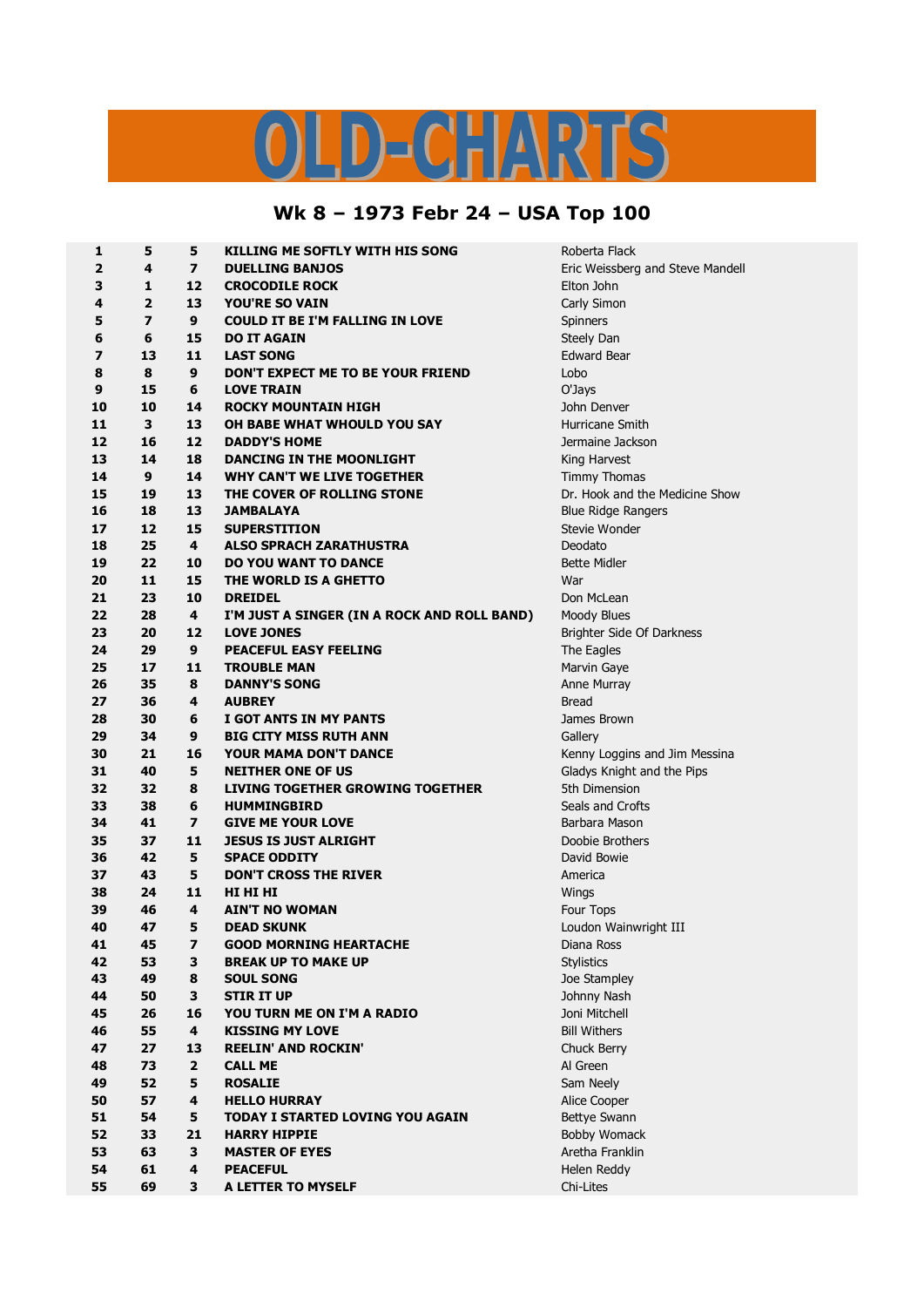# OLD-CHARTS

## Wk 8 – 1973 Febr 24 – USA Top 100

| | | | | |
|---|---|---|---|---|
| 1 | 5 | 5 | KILLING ME SOFTLY WITH HIS SONG | Roberta Flack |
| 2 | 4 | 7 | DUELLING BANJOS | Eric Weissberg and Steve Mandell |
| 3 | 1 | 12 | CROCODILE ROCK | Elton John |
| 4 | 2 | 13 | YOU'RE SO VAIN | Carly Simon |
| 5 | 7 | 9 | COULD IT BE I'M FALLING IN LOVE | Spinners |
| 6 | 6 | 15 | DO IT AGAIN | Steely Dan |
| 7 | 13 | 11 | LAST SONG | Edward Bear |
| 8 | 8 | 9 | DON'T EXPECT ME TO BE YOUR FRIEND | Lobo |
| 9 | 15 | 6 | LOVE TRAIN | O'Jays |
| 10 | 10 | 14 | ROCKY MOUNTAIN HIGH | John Denver |
| 11 | 3 | 13 | OH BABE WHAT WHOULD YOU SAY | Hurricane Smith |
| 12 | 16 | 12 | DADDY'S HOME | Jermaine Jackson |
| 13 | 14 | 18 | DANCING IN THE MOONLIGHT | King Harvest |
| 14 | 9 | 14 | WHY CAN'T WE LIVE TOGETHER | Timmy Thomas |
| 15 | 19 | 13 | THE COVER OF ROLLING STONE | Dr. Hook and the Medicine Show |
| 16 | 18 | 13 | JAMBALAYA | Blue Ridge Rangers |
| 17 | 12 | 15 | SUPERSTITION | Stevie Wonder |
| 18 | 25 | 4 | ALSO SPRACH ZARATHUSTRA | Deodato |
| 19 | 22 | 10 | DO YOU WANT TO DANCE | Bette Midler |
| 20 | 11 | 15 | THE WORLD IS A GHETTO | War |
| 21 | 23 | 10 | DREIDEL | Don McLean |
| 22 | 28 | 4 | I'M JUST A SINGER (IN A ROCK AND ROLL BAND) | Moody Blues |
| 23 | 20 | 12 | LOVE JONES | Brighter Side Of Darkness |
| 24 | 29 | 9 | PEACEFUL EASY FEELING | The Eagles |
| 25 | 17 | 11 | TROUBLE MAN | Marvin Gaye |
| 26 | 35 | 8 | DANNY'S SONG | Anne Murray |
| 27 | 36 | 4 | AUBREY | Bread |
| 28 | 30 | 6 | I GOT ANTS IN MY PANTS | James Brown |
| 29 | 34 | 9 | BIG CITY MISS RUTH ANN | Gallery |
| 30 | 21 | 16 | YOUR MAMA DON'T DANCE | Kenny Loggins and Jim Messina |
| 31 | 40 | 5 | NEITHER ONE OF US | Gladys Knight and the Pips |
| 32 | 32 | 8 | LIVING TOGETHER GROWING TOGETHER | 5th Dimension |
| 33 | 38 | 6 | HUMMINGBIRD | Seals and Crofts |
| 34 | 41 | 7 | GIVE ME YOUR LOVE | Barbara Mason |
| 35 | 37 | 11 | JESUS IS JUST ALRIGHT | Doobie Brothers |
| 36 | 42 | 5 | SPACE ODDITY | David Bowie |
| 37 | 43 | 5 | DON'T CROSS THE RIVER | America |
| 38 | 24 | 11 | HI HI HI | Wings |
| 39 | 46 | 4 | AIN'T NO WOMAN | Four Tops |
| 40 | 47 | 5 | DEAD SKUNK | Loudon Wainwright III |
| 41 | 45 | 7 | GOOD MORNING HEARTACHE | Diana Ross |
| 42 | 53 | 3 | BREAK UP TO MAKE UP | Stylistics |
| 43 | 49 | 8 | SOUL SONG | Joe Stampley |
| 44 | 50 | 3 | STIR IT UP | Johnny Nash |
| 45 | 26 | 16 | YOU TURN ME ON I'M A RADIO | Joni Mitchell |
| 46 | 55 | 4 | KISSING MY LOVE | Bill Withers |
| 47 | 27 | 13 | REELIN' AND ROCKIN' | Chuck Berry |
| 48 | 73 | 2 | CALL ME | Al Green |
| 49 | 52 | 5 | ROSALIE | Sam Neely |
| 50 | 57 | 4 | HELLO HURRAY | Alice Cooper |
| 51 | 54 | 5 | TODAY I STARTED LOVING YOU AGAIN | Bettye Swann |
| 52 | 33 | 21 | HARRY HIPPIE | Bobby Womack |
| 53 | 63 | 3 | MASTER OF EYES | Aretha Franklin |
| 54 | 61 | 4 | PEACEFUL | Helen Reddy |
| 55 | 69 | 3 | A LETTER TO MYSELF | Chi-Lites |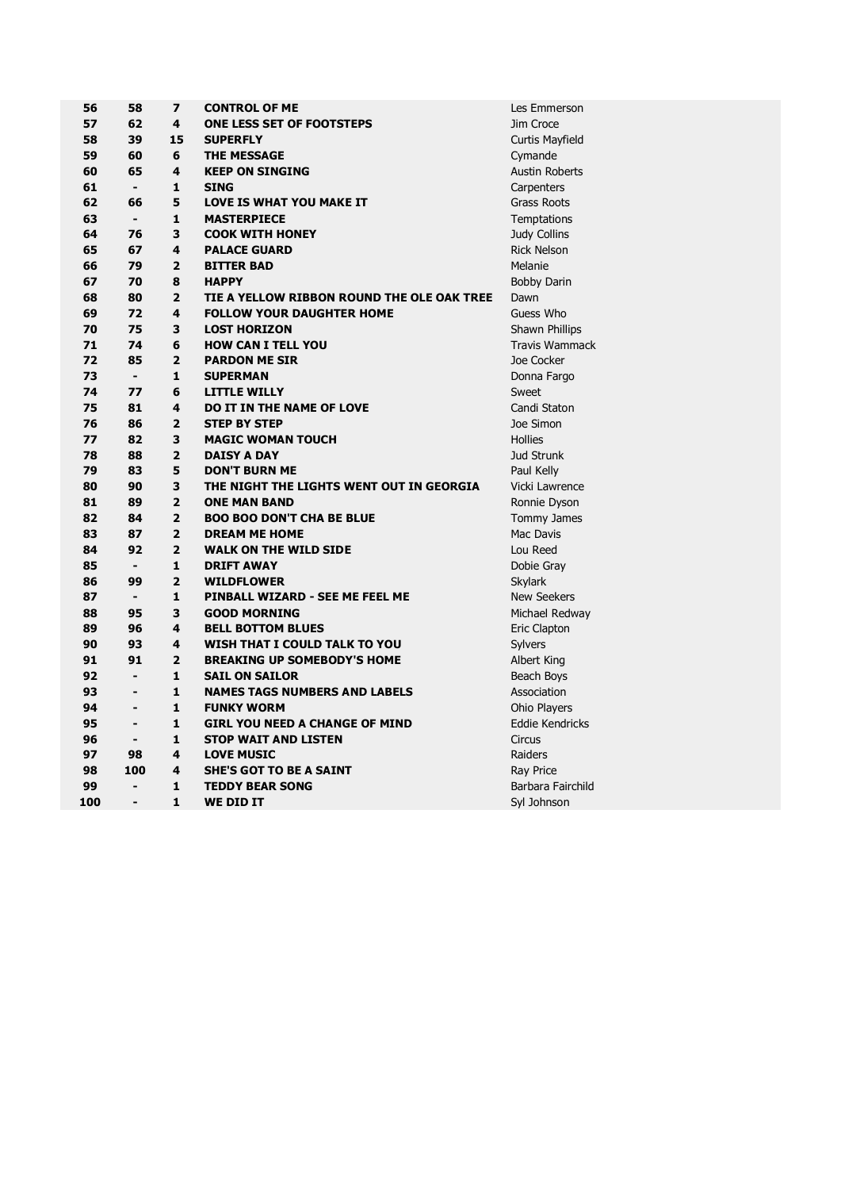| | | | | |
|---|---|---|---|---|
| 56 | 58 | 7 | CONTROL OF ME | Les Emmerson |
| 57 | 62 | 4 | ONE LESS SET OF FOOTSTEPS | Jim Croce |
| 58 | 39 | 15 | SUPERFLY | Curtis Mayfield |
| 59 | 60 | 6 | THE MESSAGE | Cymande |
| 60 | 65 | 4 | KEEP ON SINGING | Austin Roberts |
| 61 | - | 1 | SING | Carpenters |
| 62 | 66 | 5 | LOVE IS WHAT YOU MAKE IT | Grass Roots |
| 63 | - | 1 | MASTERPIECE | Temptations |
| 64 | 76 | 3 | COOK WITH HONEY | Judy Collins |
| 65 | 67 | 4 | PALACE GUARD | Rick Nelson |
| 66 | 79 | 2 | BITTER BAD | Melanie |
| 67 | 70 | 8 | HAPPY | Bobby Darin |
| 68 | 80 | 2 | TIE A YELLOW RIBBON ROUND THE OLE OAK TREE | Dawn |
| 69 | 72 | 4 | FOLLOW YOUR DAUGHTER HOME | Guess Who |
| 70 | 75 | 3 | LOST HORIZON | Shawn Phillips |
| 71 | 74 | 6 | HOW CAN I TELL YOU | Travis Wammack |
| 72 | 85 | 2 | PARDON ME SIR | Joe Cocker |
| 73 | - | 1 | SUPERMAN | Donna Fargo |
| 74 | 77 | 6 | LITTLE WILLY | Sweet |
| 75 | 81 | 4 | DO IT IN THE NAME OF LOVE | Candi Staton |
| 76 | 86 | 2 | STEP BY STEP | Joe Simon |
| 77 | 82 | 3 | MAGIC WOMAN TOUCH | Hollies |
| 78 | 88 | 2 | DAISY A DAY | Jud Strunk |
| 79 | 83 | 5 | DON'T BURN ME | Paul Kelly |
| 80 | 90 | 3 | THE NIGHT THE LIGHTS WENT OUT IN GEORGIA | Vicki Lawrence |
| 81 | 89 | 2 | ONE MAN BAND | Ronnie Dyson |
| 82 | 84 | 2 | BOO BOO DON'T CHA BE BLUE | Tommy James |
| 83 | 87 | 2 | DREAM ME HOME | Mac Davis |
| 84 | 92 | 2 | WALK ON THE WILD SIDE | Lou Reed |
| 85 | - | 1 | DRIFT AWAY | Dobie Gray |
| 86 | 99 | 2 | WILDFLOWER | Skylark |
| 87 | - | 1 | PINBALL WIZARD - SEE ME FEEL ME | New Seekers |
| 88 | 95 | 3 | GOOD MORNING | Michael Redway |
| 89 | 96 | 4 | BELL BOTTOM BLUES | Eric Clapton |
| 90 | 93 | 4 | WISH THAT I COULD TALK TO YOU | Sylvers |
| 91 | 91 | 2 | BREAKING UP SOMEBODY'S HOME | Albert King |
| 92 | - | 1 | SAIL ON SAILOR | Beach Boys |
| 93 | - | 1 | NAMES TAGS NUMBERS AND LABELS | Association |
| 94 | - | 1 | FUNKY WORM | Ohio Players |
| 95 | - | 1 | GIRL YOU NEED A CHANGE OF MIND | Eddie Kendricks |
| 96 | - | 1 | STOP WAIT AND LISTEN | Circus |
| 97 | 98 | 4 | LOVE MUSIC | Raiders |
| 98 | 100 | 4 | SHE'S GOT TO BE A SAINT | Ray Price |
| 99 | - | 1 | TEDDY BEAR SONG | Barbara Fairchild |
| 100 | - | 1 | WE DID IT | Syl Johnson |